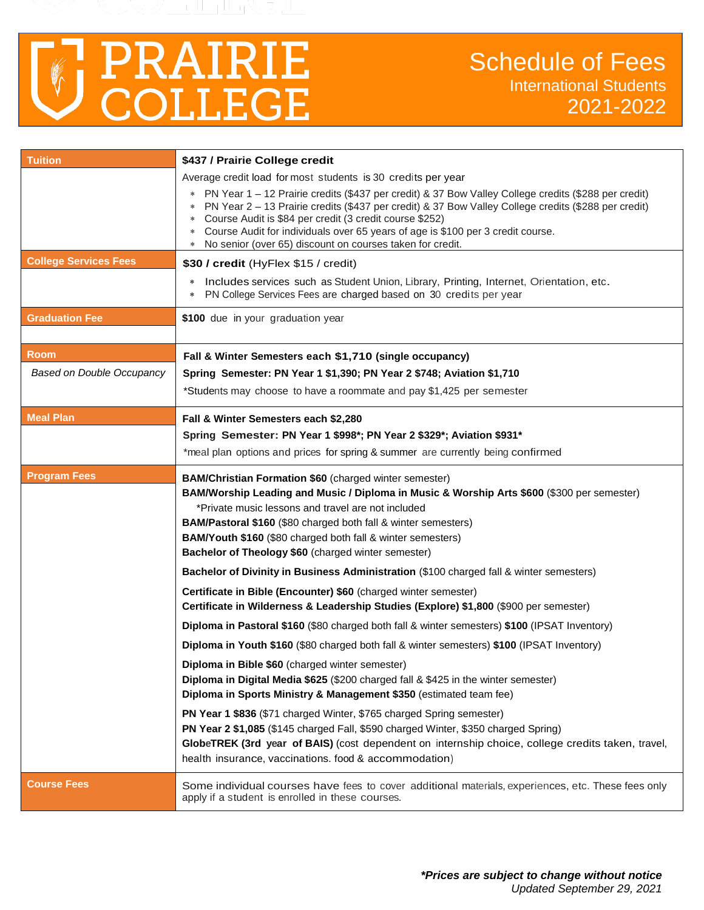# PRAIRIE COLLEGE

## Schedule of Fees

International Students

2021-2022

| | |
|---|---|
| **Tuition** | **$437 / Prairie College credit**<br>Average credit load for most students is 30 credits per year<br>* PN Year 1 – 12 Prairie credits ($437 per credit) & 37 Bow Valley College credits ($288 per credit)<br>* PN Year 2 – 13 Prairie credits ($437 per credit) & 37 Bow Valley College credits ($288 per credit)<br>* Course Audit is $84 per credit (3 credit course $252)<br>* Course Audit for individuals over 65 years of age is $100 per 3 credit course.<br>* No senior (over 65) discount on courses taken for credit. |
| **College Services Fees** | **$30 / credit** (HyFlex $15 / credit)<br>* Includes services such as Student Union, Library, Printing, Internet, Orientation, etc.<br>* PN College Services Fees are charged based on 30 credits per year |
| **Graduation Fee** | **$100** due in your graduation year |
| **Room**<br>*Based on Double Occupancy* | **Fall & Winter Semesters each $1,710 (single occupancy)**<br>**Spring Semester: PN Year 1 $1,390; PN Year 2 $748; Aviation $1,710**<br>*Students may choose to have a roommate and pay $1,425 per semester |
| **Meal Plan** | **Fall & Winter Semesters each $2,280**<br>**Spring Semester: PN Year 1 $998*; PN Year 2 $329*; Aviation $931***<br>*meal plan options and prices for spring & summer are currently being confirmed |
| **Program Fees** | **BAM/Christian Formation $60** (charged winter semester)<br>**BAM/Worship Leading and Music / Diploma in Music & Worship Arts $600** ($300 per semester)<br>*Private music lessons and travel are not included<br>**BAM/Pastoral $160** ($80 charged both fall & winter semesters)<br>**BAM/Youth $160** ($80 charged both fall & winter semesters)<br>**Bachelor of Theology $60** (charged winter semester)<br>**Bachelor of Divinity in Business Administration** ($100 charged fall & winter semesters)<br>**Certificate in Bible (Encounter) $60** (charged winter semester)<br>**Certificate in Wilderness & Leadership Studies (Explore) $1,800** ($900 per semester)<br>**Diploma in Pastoral $160** ($80 charged both fall & winter semesters) **$100** (IPSAT Inventory)<br>**Diploma in Youth $160** ($80 charged both fall & winter semesters) **$100** (IPSAT Inventory)<br>**Diploma in Bible $60** (charged winter semester)<br>**Diploma in Digital Media $625** ($200 charged fall & $425 in the winter semester)<br>**Diploma in Sports Ministry & Management $350** (estimated team fee)<br>**PN Year 1 $836** ($71 charged Winter, $765 charged Spring semester)<br>**PN Year 2 $1,085** ($145 charged Fall, $590 charged Winter, $350 charged Spring)<br>**GlobeTREK (3rd year of BAIS)** (cost dependent on internship choice, college credits taken, travel, health insurance, vaccinations. food & accommodation) |
| **Course Fees** | Some individual courses have fees to cover additional materials, experiences, etc. These fees only apply if a student is enrolled in these courses. |

***Prices are subject to change without notice***

*Updated September 29, 2021*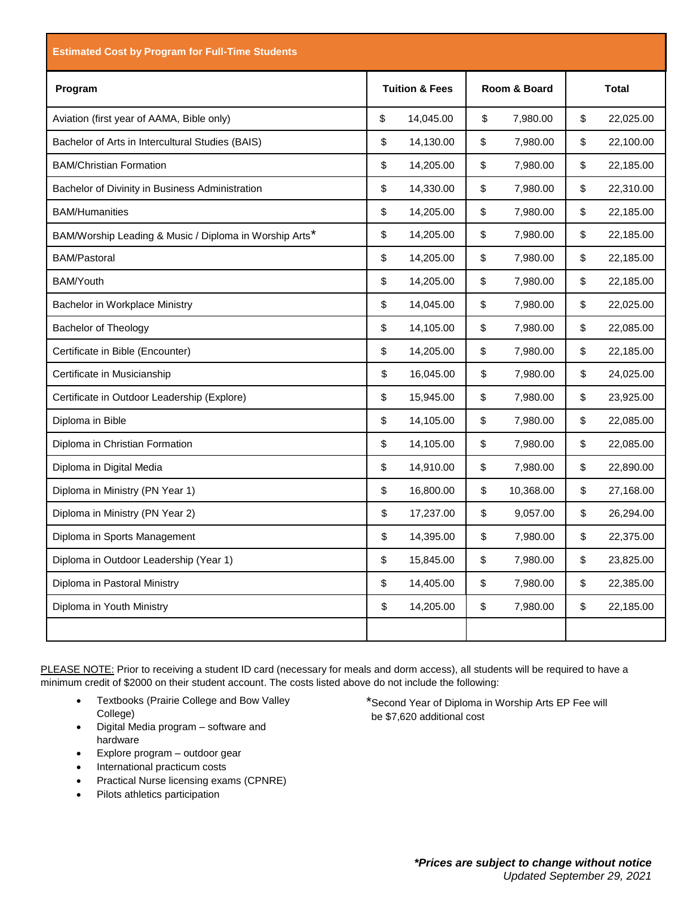| Estimated Cost by Program for Full-Time Students | | | |
|---|---|---|---|
| **Program** | **Tuition & Fees** | **Room & Board** | **Total** |
| Aviation (first year of AAMA, Bible only) | $ 14,045.00 | $ 7,980.00 | $ 22,025.00 |
| Bachelor of Arts in Intercultural Studies (BAIS) | $ 14,130.00 | $ 7,980.00 | $ 22,100.00 |
| BAM/Christian Formation | $ 14,205.00 | $ 7,980.00 | $ 22,185.00 |
| Bachelor of Divinity in Business Administration | $ 14,330.00 | $ 7,980.00 | $ 22,310.00 |
| BAM/Humanities | $ 14,205.00 | $ 7,980.00 | $ 22,185.00 |
| BAM/Worship Leading & Music / Diploma in Worship Arts* | $ 14,205.00 | $ 7,980.00 | $ 22,185.00 |
| BAM/Pastoral | $ 14,205.00 | $ 7,980.00 | $ 22,185.00 |
| BAM/Youth | $ 14,205.00 | $ 7,980.00 | $ 22,185.00 |
| Bachelor in Workplace Ministry | $ 14,045.00 | $ 7,980.00 | $ 22,025.00 |
| Bachelor of Theology | $ 14,105.00 | $ 7,980.00 | $ 22,085.00 |
| Certificate in Bible (Encounter) | $ 14,205.00 | $ 7,980.00 | $ 22,185.00 |
| Certificate in Musicianship | $ 16,045.00 | $ 7,980.00 | $ 24,025.00 |
| Certificate in Outdoor Leadership (Explore) | $ 15,945.00 | $ 7,980.00 | $ 23,925.00 |
| Diploma in Bible | $ 14,105.00 | $ 7,980.00 | $ 22,085.00 |
| Diploma in Christian Formation | $ 14,105.00 | $ 7,980.00 | $ 22,085.00 |
| Diploma in Digital Media | $ 14,910.00 | $ 7,980.00 | $ 22,890.00 |
| Diploma in Ministry (PN Year 1) | $ 16,800.00 | $ 10,368.00 | $ 27,168.00 |
| Diploma in Ministry (PN Year 2) | $ 17,237.00 | $ 9,057.00 | $ 26,294.00 |
| Diploma in Sports Management | $ 14,395.00 | $ 7,980.00 | $ 22,375.00 |
| Diploma in Outdoor Leadership (Year 1) | $ 15,845.00 | $ 7,980.00 | $ 23,825.00 |
| Diploma in Pastoral Ministry | $ 14,405.00 | $ 7,980.00 | $ 22,385.00 |
| Diploma in Youth Ministry | $ 14,205.00 | $ 7,980.00 | $ 22,185.00 |
| | | | |

PLEASE NOTE: Prior to receiving a student ID card (necessary for meals and dorm access), all students will be required to have a minimum credit of $2000 on their student account. The costs listed above do not include the following:

- Textbooks (Prairie College and Bow Valley College)
- Digital Media program – software and hardware
- Explore program – outdoor gear
- International practicum costs
- Practical Nurse licensing exams (CPNRE)
- Pilots athletics participation

*Second Year of Diploma in Worship Arts EP Fee will be $7,620 additional cost

***Prices are subject to change without notice***

*Updated September 29, 2021*